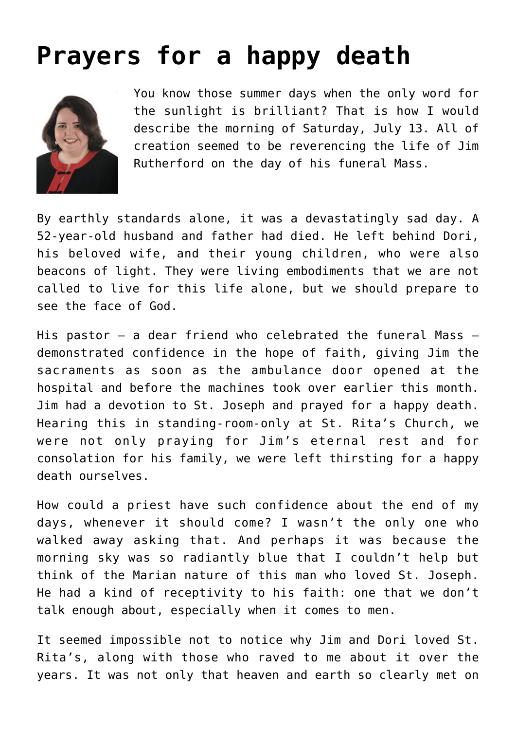# Prayers for a happy death

You know those summer days when the only word for the sunlight is brilliant? That is how I would describe the morning of Saturday, July 13. All of creation seemed to be reverencing the life of Jim Rutherford on the day of his funeral Mass.

By earthly standards alone, it was a devastatingly sad day. A 52-year-old husband and father had died. He left behind Dori, his beloved wife, and their young children, who were also beacons of light. They were living embodiments that we are not called to live for this life alone, but we should prepare to see the face of God.

His pastor — a dear friend who celebrated the funeral Mass — demonstrated confidence in the hope of faith, giving Jim the sacraments as soon as the ambulance door opened at the hospital and before the machines took over earlier this month. Jim had a devotion to St. Joseph and prayed for a happy death. Hearing this in standing-room-only at St. Rita's Church, we were not only praying for Jim's eternal rest and for consolation for his family, we were left thirsting for a happy death ourselves.

How could a priest have such confidence about the end of my days, whenever it should come? I wasn't the only one who walked away asking that. And perhaps it was because the morning sky was so radiantly blue that I couldn't help but think of the Marian nature of this man who loved St. Joseph. He had a kind of receptivity to his faith: one that we don't talk enough about, especially when it comes to men.

It seemed impossible not to notice why Jim and Dori loved St. Rita's, along with those who raved to me about it over the years. It was not only that heaven and earth so clearly met on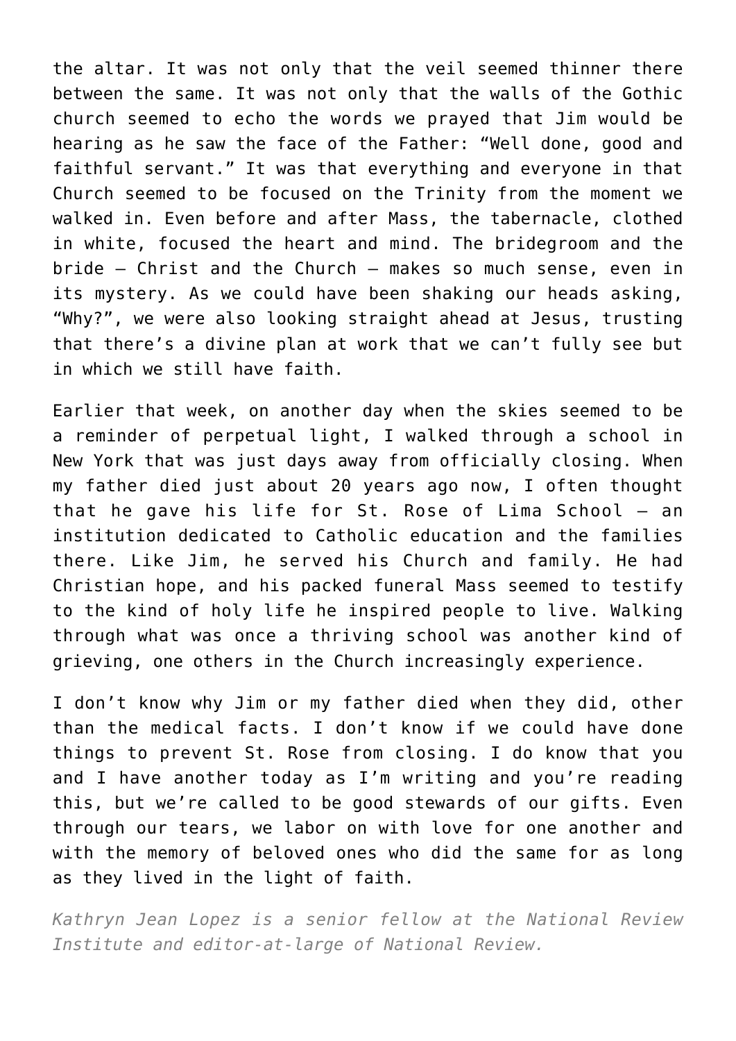the altar. It was not only that the veil seemed thinner there between the same. It was not only that the walls of the Gothic church seemed to echo the words we prayed that Jim would be hearing as he saw the face of the Father: "Well done, good and faithful servant." It was that everything and everyone in that Church seemed to be focused on the Trinity from the moment we walked in. Even before and after Mass, the tabernacle, clothed in white, focused the heart and mind. The bridegroom and the bride — Christ and the Church — makes so much sense, even in its mystery. As we could have been shaking our heads asking, "Why?", we were also looking straight ahead at Jesus, trusting that there's a divine plan at work that we can't fully see but in which we still have faith.

Earlier that week, on another day when the skies seemed to be a reminder of perpetual light, I walked through a school in New York that was just days away from officially closing. When my father died just about 20 years ago now, I often thought that he gave his life for St. Rose of Lima School — an institution dedicated to Catholic education and the families there. Like Jim, he served his Church and family. He had Christian hope, and his packed funeral Mass seemed to testify to the kind of holy life he inspired people to live. Walking through what was once a thriving school was another kind of grieving, one others in the Church increasingly experience.

I don't know why Jim or my father died when they did, other than the medical facts. I don't know if we could have done things to prevent St. Rose from closing. I do know that you and I have another today as I'm writing and you're reading this, but we're called to be good stewards of our gifts. Even through our tears, we labor on with love for one another and with the memory of beloved ones who did the same for as long as they lived in the light of faith.

*Kathryn Jean Lopez is a senior fellow at the National Review Institute and editor-at-large of National Review.*